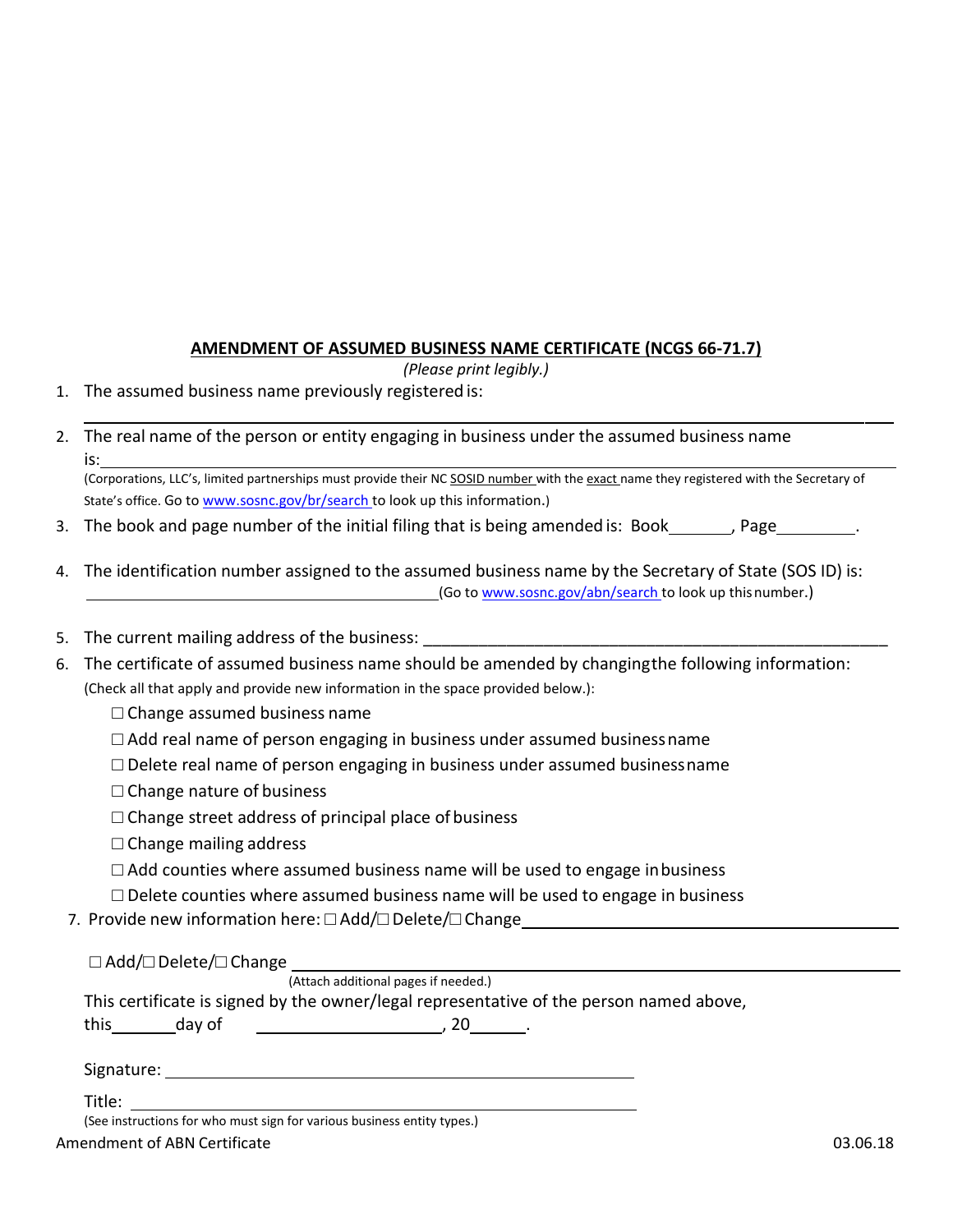## AMENDMENT OF ASSUMED BUSINESS NAME CERTIFICATE (NCGS 66-71.7)

*(Please print legibly.)*

1. The assumed business name previously registered is:
   ______________________________________________________________________________

2. The real name of the person or entity engaging in business under the assumed business name is: ______________________________________________________________________________
   (Corporations, LLC's, limited partnerships must provide their NC SOSID number with the exact name they registered with the Secretary of State's office. Go to www.sosnc.gov/br/search to look up this information.)

3. The book and page number of the initial filing that is being amended is: Book_______, Page_________.

4. The identification number assigned to the assumed business name by the Secretary of State (SOS ID) is: ____________________________________________(Go to www.sosnc.gov/abn/search to look up this number.)

5. The current mailing address of the business: ____________________________________________________

6. The certificate of assumed business name should be amended by changing the following information: (Check all that apply and provide new information in the space provided below.):

   ☐ Change assumed business name

   ☐ Add real name of person engaging in business under assumed business name

   ☐ Delete real name of person engaging in business under assumed business name

   ☐ Change nature of business

   ☐ Change street address of principal place of business

   ☐ Change mailing address

   ☐ Add counties where assumed business name will be used to engage in business

   ☐ Delete counties where assumed business name will be used to engage in business

7. Provide new information here: ☐ Add/☐ Delete/☐ Change ____________________________________________

   ☐ Add/☐ Delete/☐ Change ____________________________________________________________
   (Attach additional pages if needed.)

This certificate is signed by the owner/legal representative of the person named above, this_______day of ____________________, 20______.

Signature: ____________________________________________________

Title: ____________________________________________________
(See instructions for who must sign for various business entity types.)

Amendment of ABN Certificate 03.06.18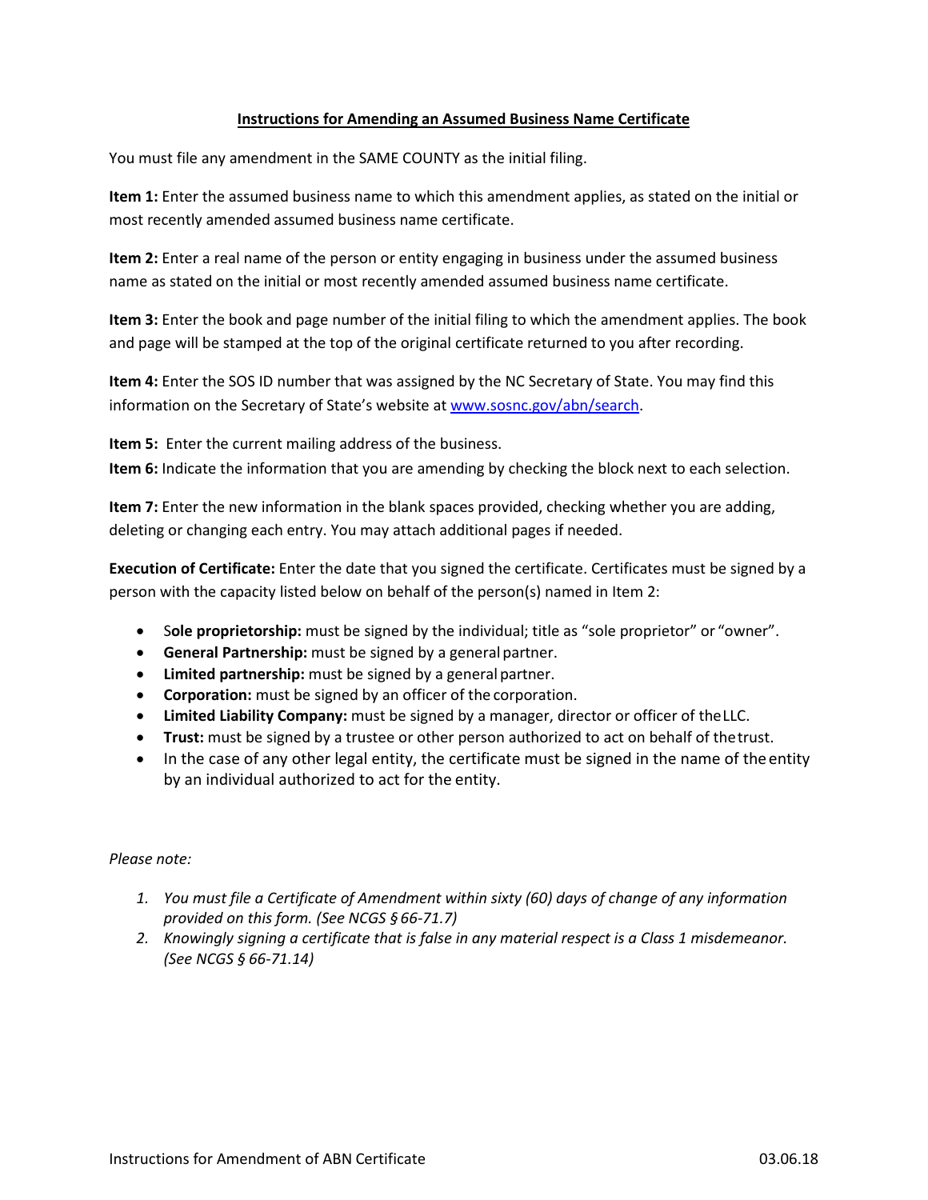# Instructions for Amending an Assumed Business Name Certificate

You must file any amendment in the SAME COUNTY as the initial filing.

**Item 1:** Enter the assumed business name to which this amendment applies, as stated on the initial or most recently amended assumed business name certificate.

**Item 2:** Enter a real name of the person or entity engaging in business under the assumed business name as stated on the initial or most recently amended assumed business name certificate.

**Item 3:** Enter the book and page number of the initial filing to which the amendment applies. The book and page will be stamped at the top of the original certificate returned to you after recording.

**Item 4:** Enter the SOS ID number that was assigned by the NC Secretary of State. You may find this information on the Secretary of State's website at www.sosnc.gov/abn/search.

**Item 5:** Enter the current mailing address of the business.

**Item 6:** Indicate the information that you are amending by checking the block next to each selection.

**Item 7:** Enter the new information in the blank spaces provided, checking whether you are adding, deleting or changing each entry. You may attach additional pages if needed.

**Execution of Certificate:** Enter the date that you signed the certificate. Certificates must be signed by a person with the capacity listed below on behalf of the person(s) named in Item 2:

- **Sole proprietorship:** must be signed by the individual; title as "sole proprietor" or "owner".
- **General Partnership:** must be signed by a general partner.
- **Limited partnership:** must be signed by a general partner.
- **Corporation:** must be signed by an officer of the corporation.
- **Limited Liability Company:** must be signed by a manager, director or officer of the LLC.
- **Trust:** must be signed by a trustee or other person authorized to act on behalf of the trust.
- In the case of any other legal entity, the certificate must be signed in the name of the entity by an individual authorized to act for the entity.

*Please note:*

1. *You must file a Certificate of Amendment within sixty (60) days of change of any information provided on this form. (See NCGS § 66-71.7)*
2. *Knowingly signing a certificate that is false in any material respect is a Class 1 misdemeanor. (See NCGS § 66-71.14)*